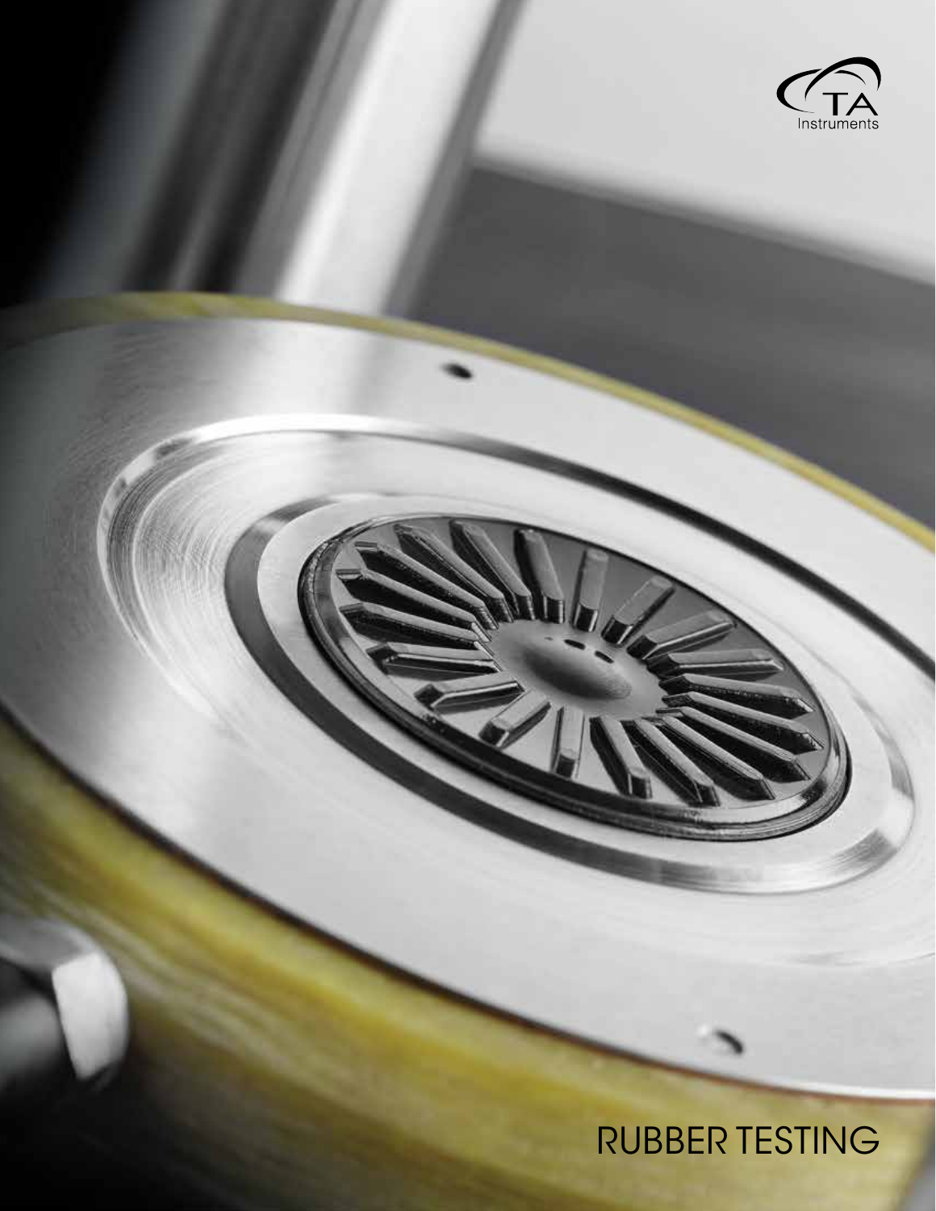TA Instruments

# RUBBER TESTING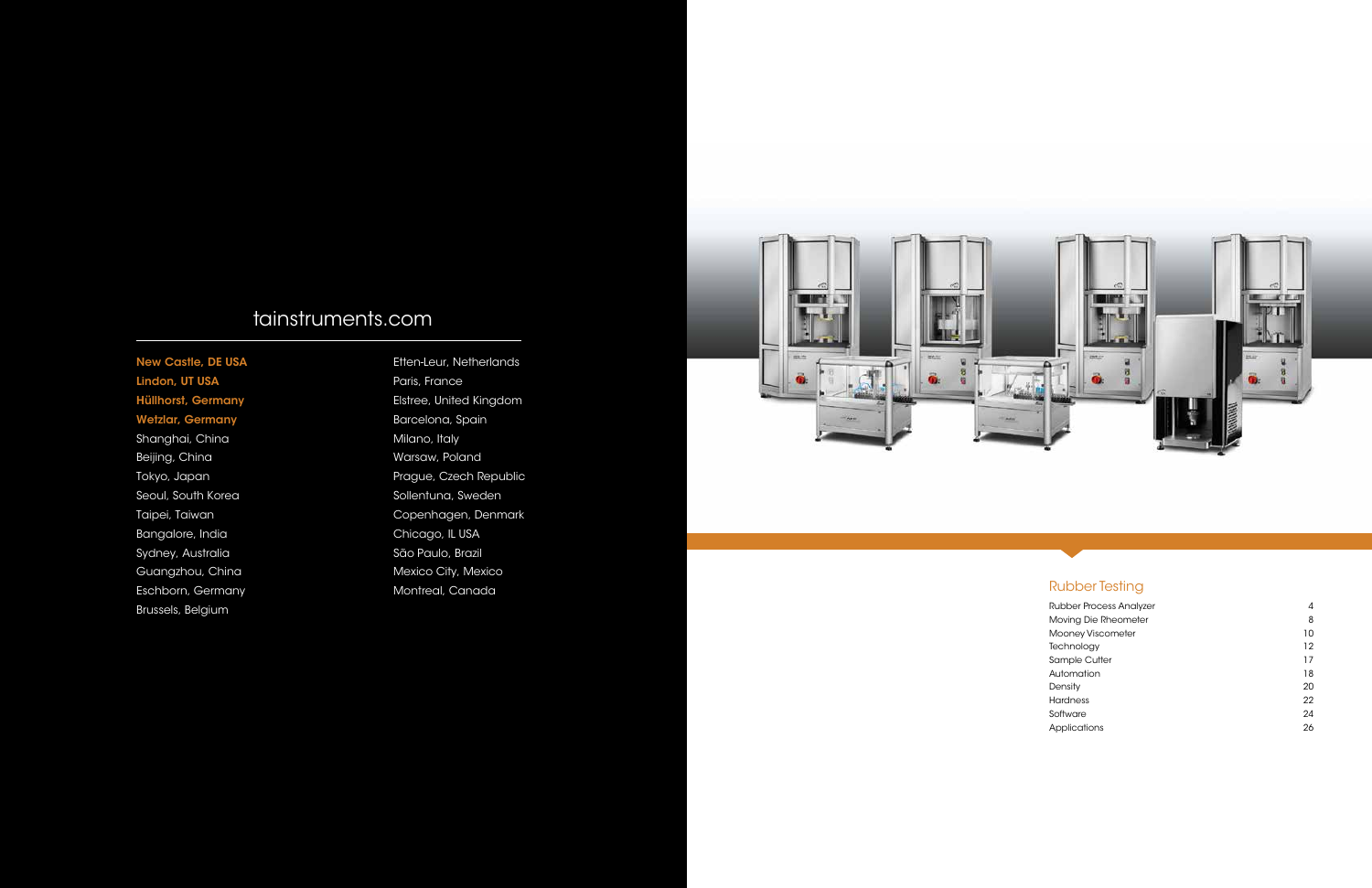tainstruments.com

**New Castle, DE USA**
**Lindon, UT USA**
**Hüllhorst, Germany**
**Wetzlar, Germany**
Shanghai, China
Beijing, China
Tokyo, Japan
Seoul, South Korea
Taipei, Taiwan
Bangalore, India
Sydney, Australia
Guangzhou, China
Eschborn, Germany
Brussels, Belgium
Etten-Leur, Netherlands
Paris, France
Elstree, United Kingdom
Barcelona, Spain
Milano, Italy
Warsaw, Poland
Prague, Czech Republic
Sollentuna, Sweden
Copenhagen, Denmark
Chicago, IL USA
São Paulo, Brazil
Mexico City, Mexico
Montreal, Canada

## Rubber Testing

| | |
|---|---|
| Rubber Process Analyzer | 4 |
| Moving Die Rheometer | 8 |
| Mooney Viscometer | 10 |
| Technology | 12 |
| Sample Cutter | 17 |
| Automation | 18 |
| Density | 20 |
| Hardness | 22 |
| Software | 24 |
| Applications | 26 |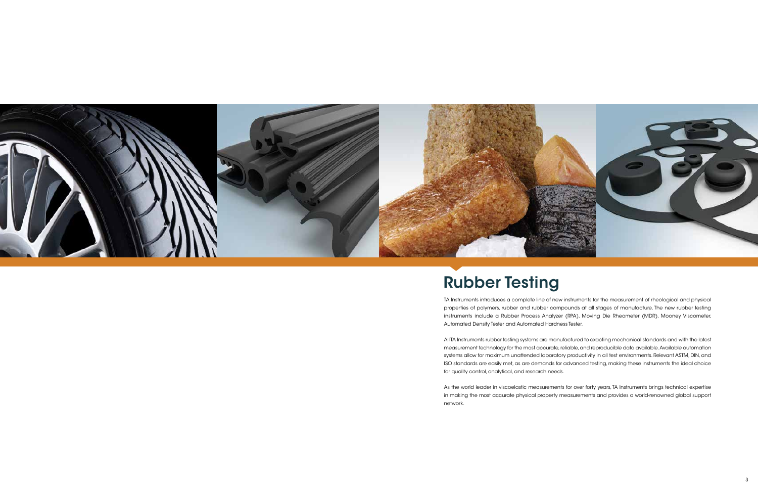# Rubber Testing

TA Instruments introduces a complete line of new instruments for the measurement of rheological and physical properties of polymers, rubber and rubber compounds at all stages of manufacture. The new rubber testing instruments include a Rubber Process Analyzer (RPA), Moving Die Rheometer (MDR), Mooney Viscometer, Automated Density Tester and Automated Hardness Tester.

All TA Instruments rubber testing systems are manufactured to exacting mechanical standards and with the latest measurement technology for the most accurate, reliable, and reproducible data available. Available automation systems allow for maximum unattended laboratory productivity in all test environments. Relevant ASTM, DIN, and ISO standards are easily met, as are demands for advanced testing, making these instruments the ideal choice for quality control, analytical, and research needs.

As the world leader in viscoelastic measurements for over forty years, TA Instruments brings technical expertise in making the most accurate physical property measurements and provides a world-renowned global support network.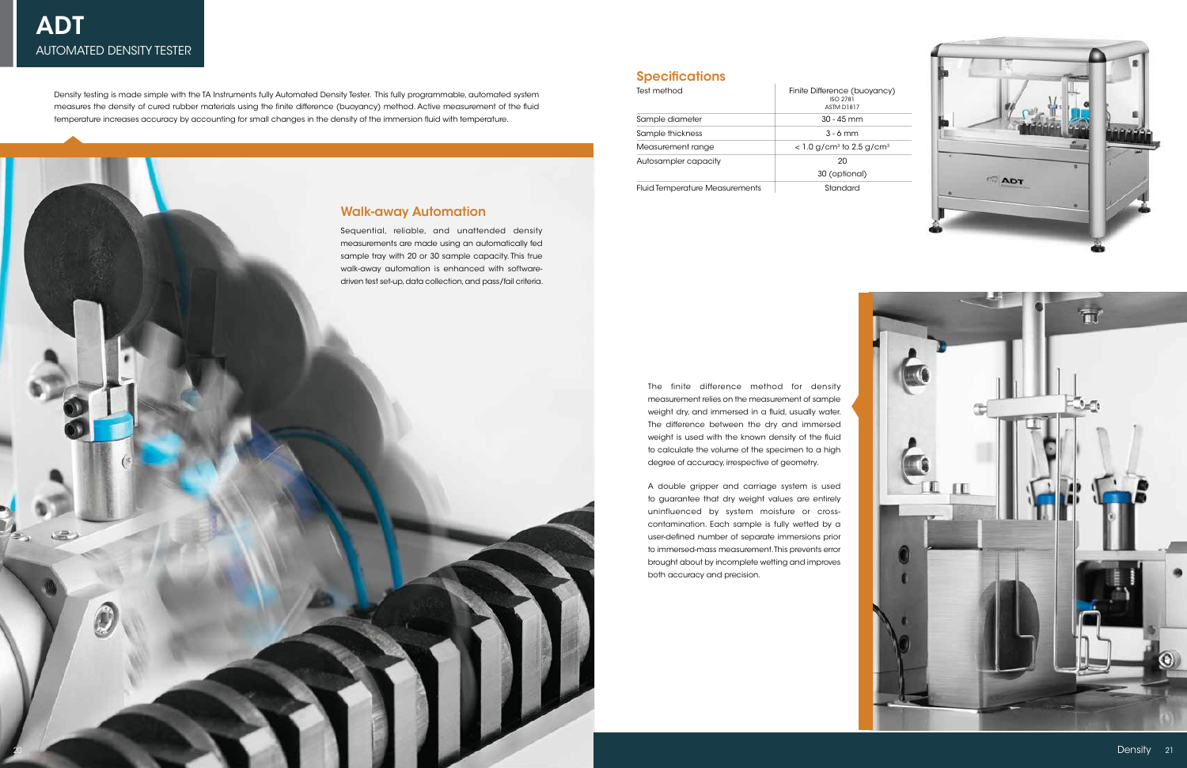# ADT
## AUTOMATED DENSITY TESTER

Density testing is made simple with the TA Instruments fully Automated Density Tester. This fully programmable, automated system measures the density of cured rubber materials using the finite difference (buoyancy) method. Active measurement of the fluid temperature increases accuracy by accounting for small changes in the density of the immersion fluid with temperature.

## Walk-away Automation

Sequential, reliable, and unattended density measurements are made using an automatically fed sample tray with 20 or 30 sample capacity. This true walk-away automation is enhanced with software-driven test set-up, data collection, and pass/fail criteria.

## Specifications

| | |
|---|---|
| Test method | Finite Difference (buoyancy) ISO 2781 ASTM D1817 |
| Sample diameter | 30 - 45 mm |
| Sample thickness | 3 - 6 mm |
| Measurement range | < 1.0 g/cm³ to 2.5 g/cm³ |
| Autosampler capacity | 20<br>30 (optional) |
| Fluid Temperature Measurements | Standard |

The finite difference method for density measurement relies on the measurement of sample weight dry, and immersed in a fluid, usually water. The difference between the dry and immersed weight is used with the known density of the fluid to calculate the volume of the specimen to a high degree of accuracy, irrespective of geometry.

A double gripper and carriage system is used to guarantee that dry weight values are entirely uninfluenced by system moisture or cross-contamination. Each sample is fully wetted by a user-defined number of separate immersions prior to immersed-mass measurement. This prevents error brought about by incomplete wetting and improves both accuracy and precision.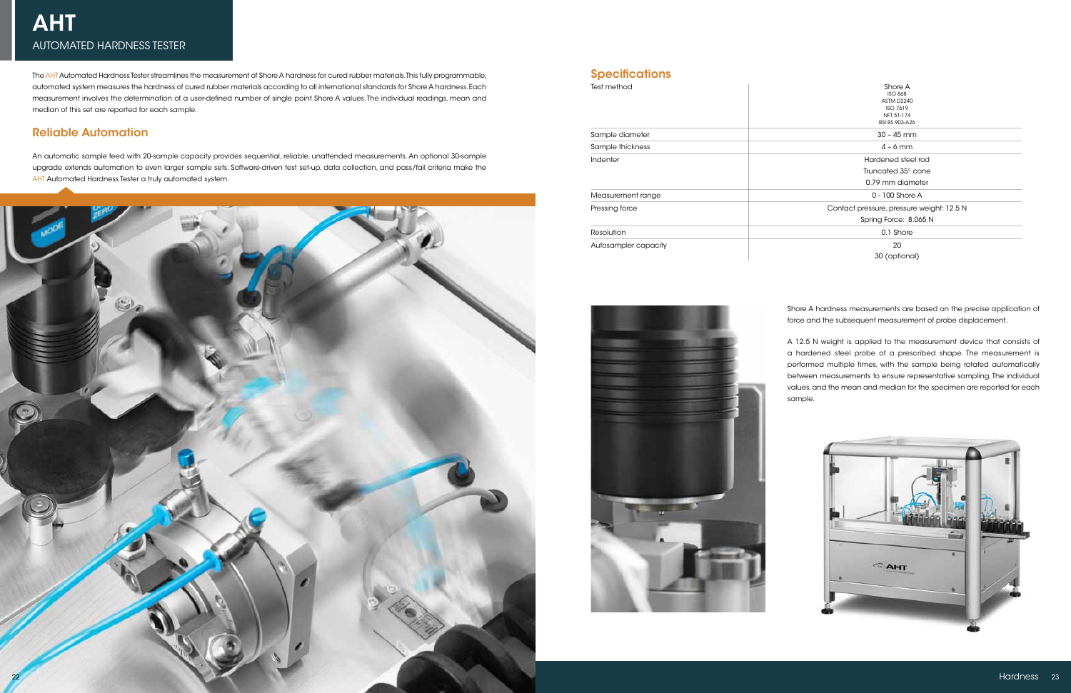# AHT

## AUTOMATED HARDNESS TESTER

The AHT Automated Hardness Tester streamlines the measurement of Shore A hardness for cured rubber materials. This fully programmable, automated system measures the hardness of cured rubber materials according to all international standards for Shore A hardness. Each measurement involves the determination of a user-defined number of single point Shore A values. The individual readings, mean and median of this set are reported for each sample.

## Reliable Automation

An automatic sample feed with 20-sample capacity provides sequential, reliable, unattended measurements. An optional 30-sample upgrade extends automation to even larger sample sets. Software-driven test set-up, data collection, and pass/fail criteria make the AHT Automated Hardness Tester a truly automated system.

## Specifications

| | |
|---|---|
| Test method | Shore A<br>ISO 868<br>ASTM D2240<br>ISO 7619<br>NFT 51-174<br>BSI BS 903-A26 |
| Sample diameter | 30 – 45 mm |
| Sample thickness | 4 – 6 mm |
| Indenter | Hardened steel rod<br>Truncated 35° cone<br>0.79 mm diameter |
| Measurement range | 0 - 100 Shore A |
| Pressing force | Contact pressure, pressure weight: 12.5 N<br>Spring Force: 8.065 N |
| Resolution | 0.1 Shore |
| Autosampler capacity | 20<br>30 (optional) |

Shore A hardness measurements are based on the precise application of force and the subsequent measurement of probe displacement.

A 12.5 N weight is applied to the measurement device that consists of a hardened steel probe of a prescribed shape. The measurement is performed multiple times, with the sample being rotated automatically between measurements to ensure representative sampling. The individual values, and the mean and median for the specimen are reported for each sample.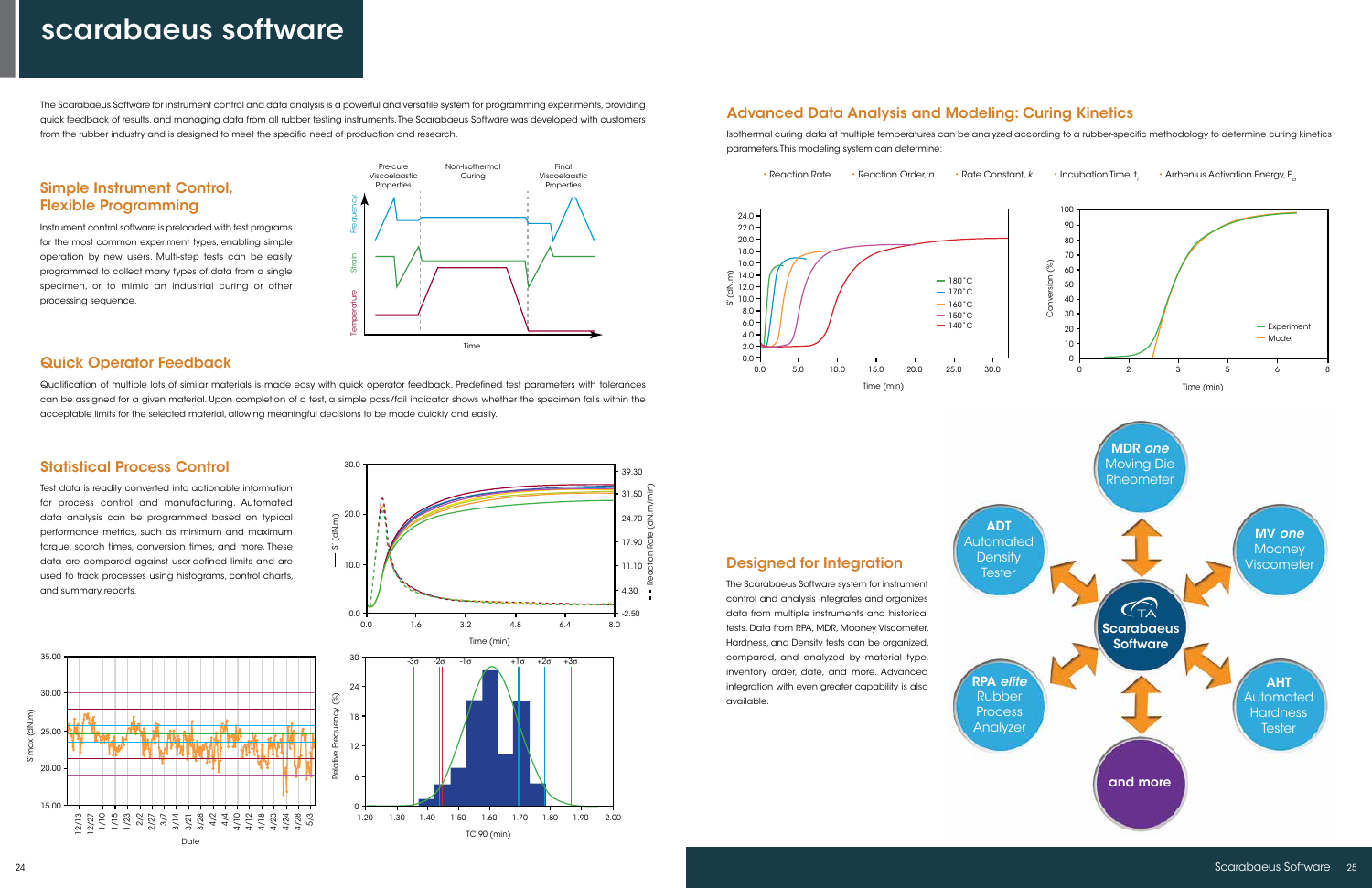# scarabaeus software

The Scarabaeus Software for instrument control and data analysis is a powerful and versatile system for programming experiments, providing quick feedback of results, and managing data from all rubber testing instruments. The Scarabaeus Software was developed with customers from the rubber industry and is designed to meet the specific need of production and research.

## Simple Instrument Control, Flexible Programming

Instrument control software is preloaded with test programs for the most common experiment types, enabling simple operation by new users. Multi-step tests can be easily programmed to collect many types of data from a single specimen, or to mimic an industrial curing or other processing sequence.

## Quick Operator Feedback

Qualification of multiple lots of similar materials is made easy with quick operator feedback. Predefined test parameters with tolerances can be assigned for a given material. Upon completion of a test, a simple pass/fail indicator shows whether the specimen falls within the acceptable limits for the selected material, allowing meaningful decisions to be made quickly and easily.

## Statistical Process Control

Test data is readily converted into actionable information for process control and manufacturing. Automated data analysis can be programmed based on typical performance metrics, such as minimum and maximum torque, scorch times, conversion times, and more. These data are compared against user-defined limits and are used to track processes using histograms, control charts, and summary reports.

## Advanced Data Analysis and Modeling: Curing Kinetics

Isothermal curing data at multiple temperatures can be analyzed according to a rubber-specific methodology to determine curing kinetics parameters. This modeling system can determine:

- Reaction Rate
- Reaction Order, $n$
- Rate Constant, $k$
- Incubation Time, $t_i$
- Arrhenius Activation Energy, $E_a$

## Designed for Integration

The Scarabaeus Software system for instrument control and analysis integrates and organizes data from multiple instruments and historical tests. Data from RPA, MDR, Mooney Viscometer, Hardness, and Density tests can be organized, compared, and analyzed by material type, inventory order, date, and more. Advanced integration with even greater capability is also available.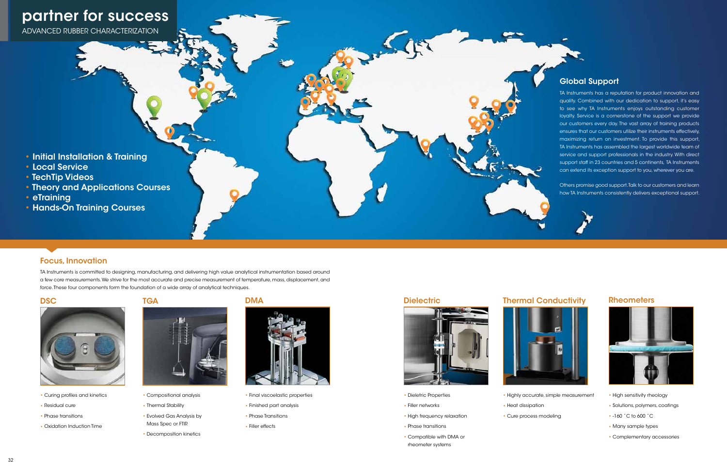# partner for success

ADVANCED RUBBER CHARACTERIZATION

- Initial Installation & Training
- Local Service
- TechTip Videos
- Theory and Applications Courses
- eTraining
- Hands-On Training Courses

## Global Support

TA Instruments has a reputation for product innovation and quality. Combined with our dedication to support, it's easy to see why TA Instruments enjoys outstanding customer loyalty. Service is a cornerstone of the support we provide our customers every day. The vast array of training products ensures that our customers utilize their instruments effectively, maximizing return on investment. To provide this support, TA Instruments has assembled the largest worldwide team of service and support professionals in the industry. With direct support staff in 23 countries and 5 continents, TA Instruments can extend its exception support to you, wherever you are.

Others promise good support. Talk to our customers and learn how TA Instruments consistently delivers exceptional support.

## Focus, Innovation

TA Instruments is committed to designing, manufacturing, and delivering high value analytical instrumentation based around a few core measurements. We strive for the most accurate and precise measurement of temperature, mass, displacement, and force. These four components form the foundation of a wide array of analytical techniques.

### DSC

- Curing profiles and kinetics
- Residual cure
- Phase transitions
- Oxidation Induction Time

### TGA

- Compositional analysis
- Thermal Stability
- Evolved Gas Analysis by Mass Spec or FTIR
- Decomposition kinetics

### DMA

- Final viscoelastic properties
- Finished part analysis
- Phase Transitions
- Filler effects

### Dielectric

- Dieletric Properties
- Filler networks
- High frequency relaxation
- Phase transitions
- Compatible with DMA or rheometer systems

### Thermal Conductivity

- Highly accurate, simple measurement
- Heat dissipation
- Cure process modeling

### Rheometers

- High sensitivity rheology
- Solutions, polymers, coatings
- -160 ˚C to 600 ˚C
- Many sample types
- Complementary accessories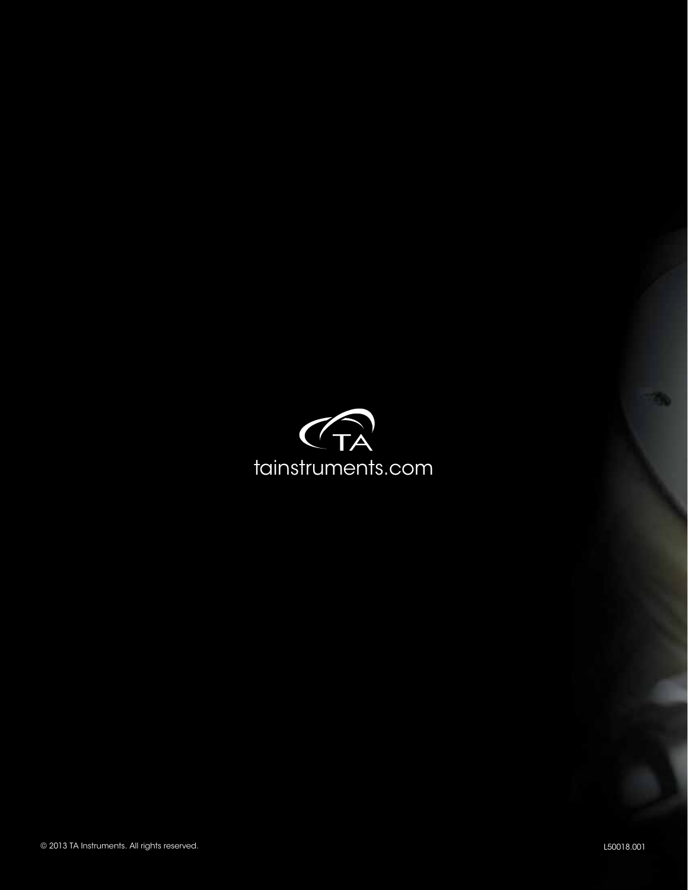tainstruments.com

© 2013 TA Instruments. All rights reserved.

L50018.001